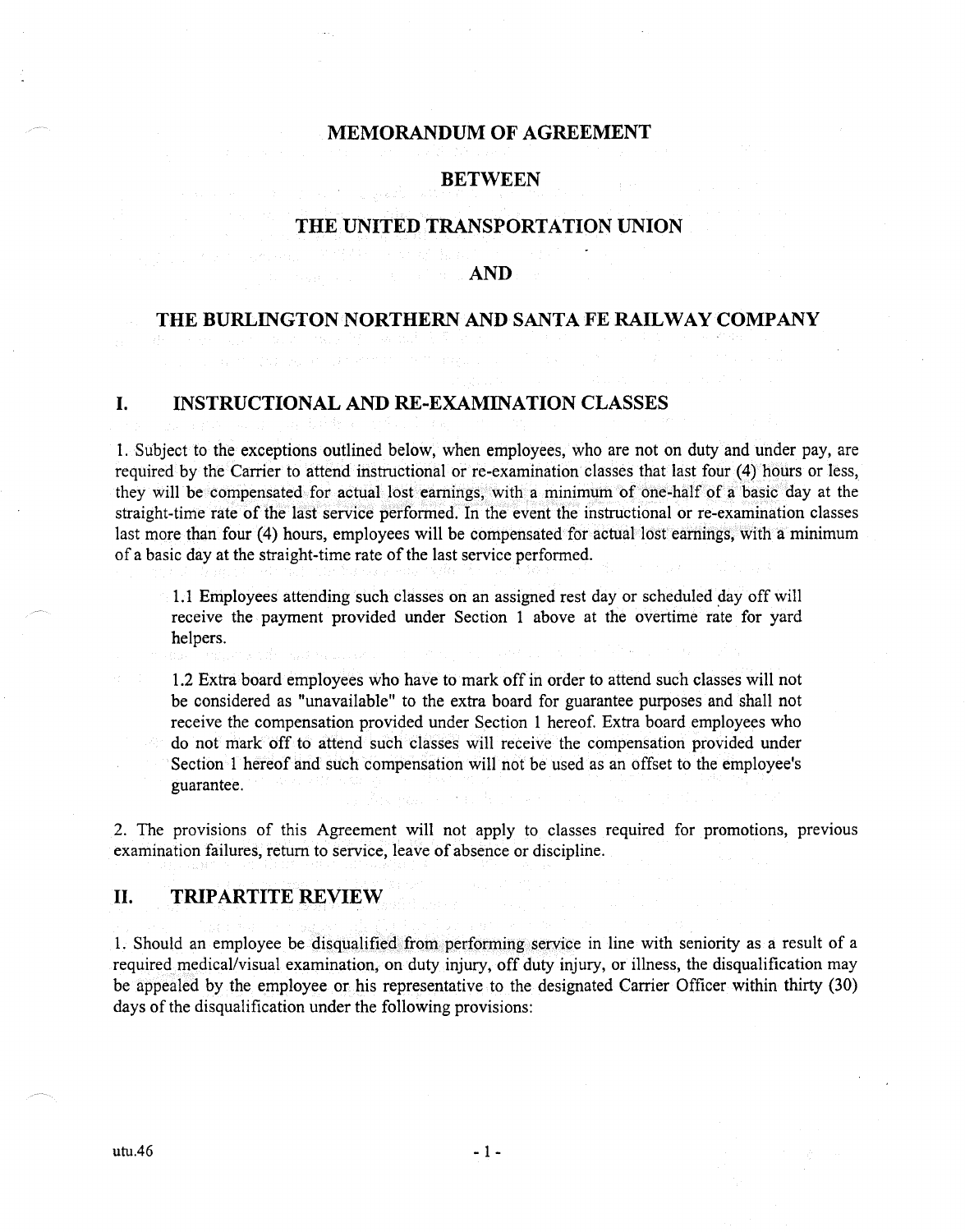# MEMORANDUM OF AGREEMENT

# BETWEEN

# THE UNITED TRANSPORTATION UNION

# AND

# THE BURLINGTON NORTHERN AND SANTA FE RAILWAY COMPANY

## I. INSTRUCTIONAL AND RE-EXAMINATION CLASSES

1. Subject to the exceptions outlined below, when employees, who are not on duty and under pay, are required by the Carrier to attend instructional or re-examination classes that last four (4) hours or less, they will be compensated for actual lost earnings, with a minimum of one-half of a basic day at the straight-time rate of the last service performed. In the event the instructional or re-examination classes last more than four (4) hours, employees will be compensated for actual lost earnings, with a minimum of a basic day at the straight-time rate of the last service performed.

 1.1 Employees attending such classes on an assigned rest day or scheduled day off will receive the payment provided under Section 1 above at the overtime rate for yard helpers.

 1.2 Extra board employees who have to mark off in order to attend such classes will not be considered as "unavailable" to the extra board for guarantee purposes and shall not receive the compensation provided under Section 1 hereof. Extra board employees who do not mark off to attend such classes will receive the compensation provided under Section 1 hereof and such compensation will not be used as an offset to the employee's guarantee.

2. The provisions of this Agreement will not apply to classes required for promotions, previous examination failures, return to service, leave of absence or discipline.

## II. TRIPARTITE REVIEW

1. Should an employee be disqualified from performing service in line with seniority as a result of a required medical/visual examination, on duty injury, off duty injury, or illness, the disqualification may be appealed by the employee or his representative to the designated Carrier Officer within thirty (30) days of the disqualification under the following provisions:

utu.46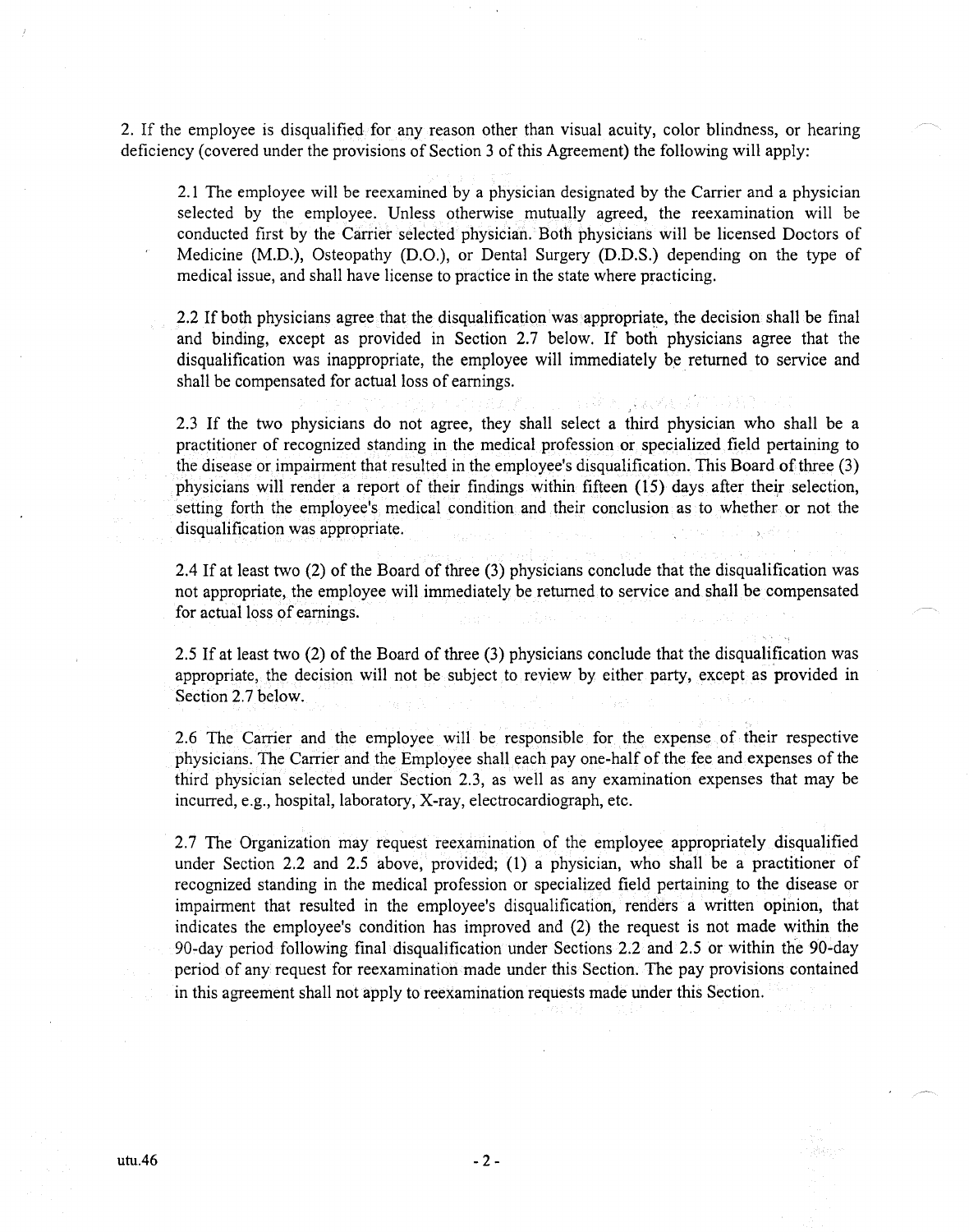2. If the employee is disqualified for any reason other than visual acuity, color blindness, or hearing deficiency (covered under the provisions of Section 3 of this Agreement) the following will apply:

2.1 The employee will be reexamined by a physician designated by the Carrier and a physician selected by the employee. Unless otherwise mutually agreed, the reexamination will be conducted first by the Carrier selected physician. Both physicians will be licensed Doctors of Medicine (M.D.), Osteopathy (D.O.), or Dental Surgery (D.D.S.) depending on the type of medical issue, and shall have license to practice in the state where practicing.

2.2 If both physicians agree that the disqualification was appropriate, the decision shall be final and binding, except as provided in Section 2.7 below. If both physicians agree that the disqualification was inappropriate, the employee will immediately be returned to service and shall be compensated for actual loss of earnings.

2.3 If the two physicians do not agree, they shall select a third physician who shall be a practitioner of recognized standing in the medical profession or specialized field pertaining to the disease or impairment that resulted in the employee's disqualification. This Board of three (3) physicians will render a report of their findings within fifteen (15) days after their selection, setting forth the employee's medical condition and their conclusion as to whether or not the disqualification was appropriate.

2.4 If at least two (2) of the Board of three (3) physicians conclude that the disqualification was not appropriate, the employee will immediately be returned to service and shall be compensated for actual loss of earnings.

2.5 If at least two (2) of the Board of three (3) physicians conclude that the disqualification was appropriate, the decision will not be subject to review by either party, except as provided in Section 2.7 below.

2.6 The Carrier and the employee will be responsible for the expense of their respective physicians. The Carrier and the Employee shall each pay one-half of the fee and expenses of the third physician selected under Section 2.3, as well as any examination expenses that may be incurred, e.g., hospital, laboratory, X-ray, electrocardiograph, etc.

2.7 The Organization may request reexamination of the employee appropriately disqualified under Section 2.2 and 2.5 above, provided; (1) a physician, who shall be a practitioner of recognized standing in the medical profession or specialized field pertaining to the disease or impairment that resulted in the employee's disqualification, renders a written opinion, that indicates the employee's condition has improved and (2) the request is not made within the 90-day period following final disqualification under Sections 2.2 and 2.5 or within the 90-day period of any request for reexamination made under this Section. The pay provisions contained in this agreement shall not apply to reexamination requests made under this Section.

utu.46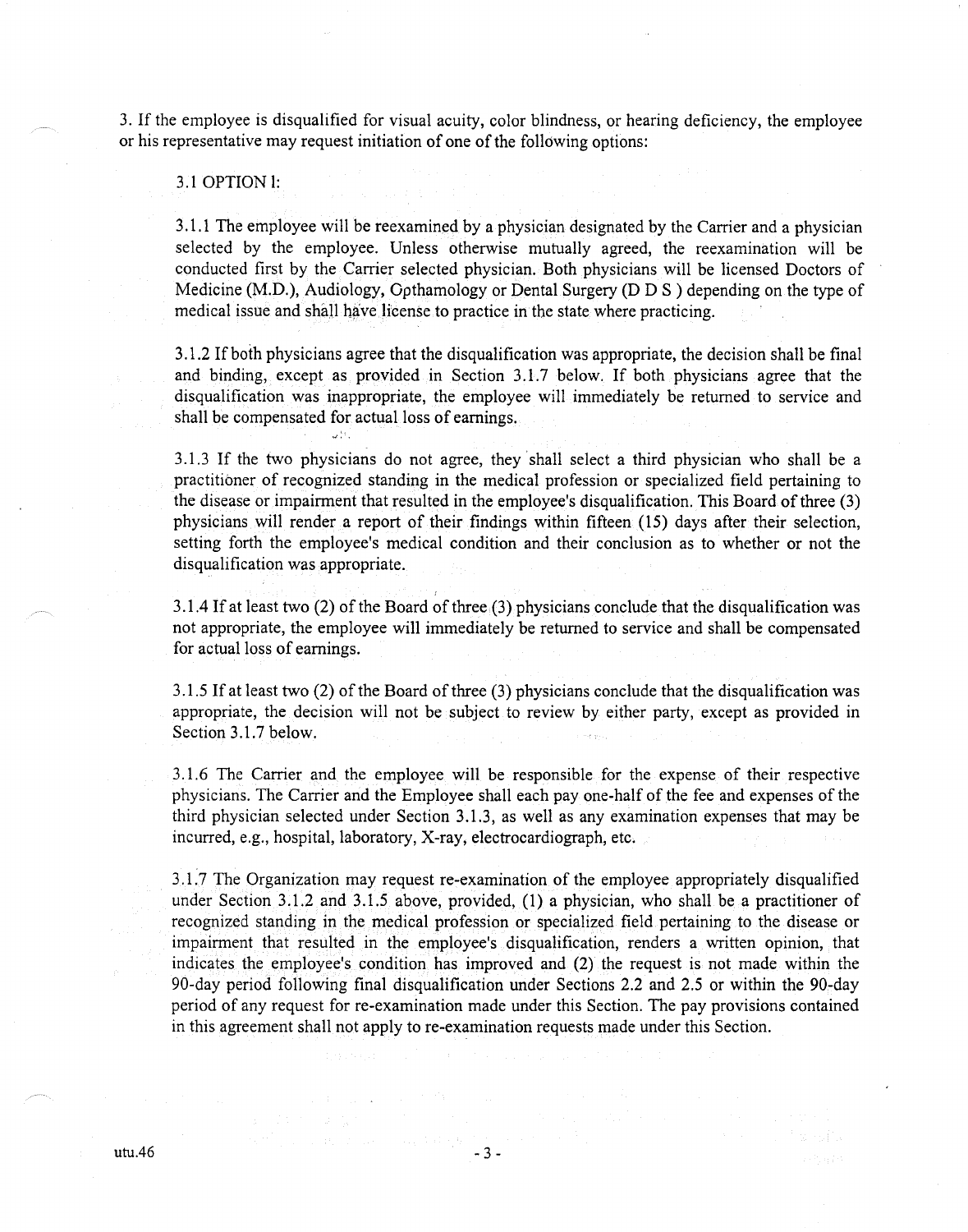3. If the employee is disqualified for visual acuity, color blindness, or hearing deficiency, the employee or his representative may request initiation of one of the following options:

3.1 OPTION I:

3.1.1 The employee will be reexamined by a physician designated by the Carrier and a physician selected by the employee. Unless otherwise mutually agreed, the reexamination will be conducted first by the Carrier selected physician. Both physicians will be licensed Doctors of Medicine (M.D.), Audiology, Opthamology or Dental Surgery (D D S ) depending on the type of medical issue and shall have license to practice in the state where practicing.

3.1.2 If both physicians agree that the disqualification was appropriate, the decision shall be final and binding, except as provided in Section 3.1.7 below. If both physicians agree that the disqualification was inappropriate, the employee will immediately be returned to service and shall be compensated for actual loss of earnings.

3.1.3 If the two physicians do not agree, they shall select a third physician who shall be a practitioner of recognized standing in the medical profession or specialized field pertaining to the disease or impairment that resulted in the employee's disqualification. This Board of three (3) physicians will render a report of their findings within fifteen (15) days after their selection, setting forth the employee's medical condition and their conclusion as to whether or not the disqualification was appropriate.

3.1.4 If at least two (2) of the Board of three (3) physicians conclude that the disqualification was not appropriate, the employee will immediately be returned to service and shall be compensated for actual loss of earnings.

3.1.5 If at least two (2) of the Board of three (3) physicians conclude that the disqualification was appropriate, the decision will not be subject to review by either party, except as provided in Section 3.1.7 below.

3.1.6 The Carrier and the employee will be responsible for the expense of their respective physicians. The Carrier and the Employee shall each pay one-half of the fee and expenses of the third physician selected under Section 3.1.3, as well as any examination expenses that may be incurred, e.g., hospital, laboratory, X-ray, electrocardiograph, etc.

3.1.7 The Organization may request re-examination of the employee appropriately disqualified under Section 3.1.2 and 3.1.5 above, provided, (1) a physician, who shall be a practitioner of recognized standing in the medical profession or specialized field pertaining to the disease or impairment that resulted in the employee's disqualification, renders a written opinion, that indicates the employee's condition has improved and (2) the request is not made within the 90-day period following final disqualification under Sections 2.2 and 2.5 or within the 90-day period of any request for re-examination made under this Section. The pay provisions contained in this agreement shall not apply to re-examination requests made under this Section.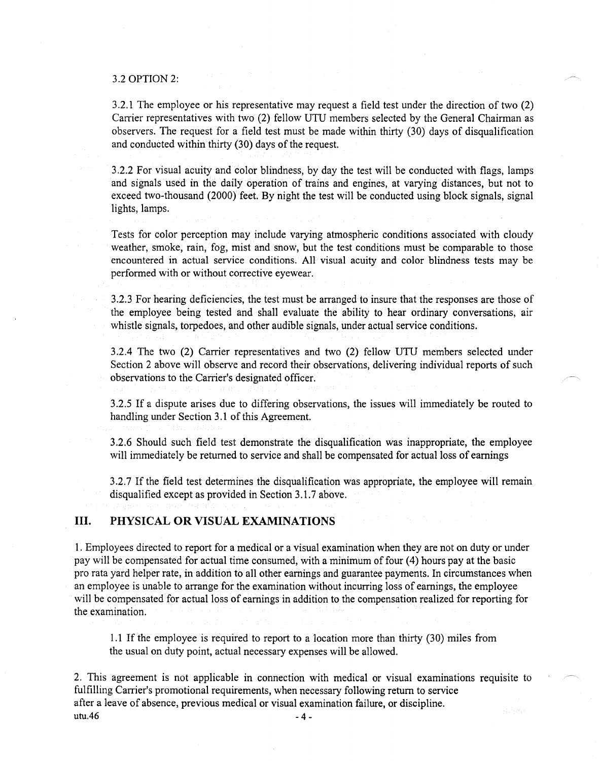3.2 OPTION 2:

3.2.1 The employee or his representative may request a field test under the direction of two (2) Carrier representatives with two (2) fellow UTU members selected by the General Chairman as observers. The request for a field test must be made within thirty (30) days of disqualification and conducted within thirty (30) days of the request.

3.2.2 For visual acuity and color blindness, by day the test will be conducted with flags, lamps and signals used in the daily operation of trains and engines, at varying distances, but not to exceed two-thousand (2000) feet. By night the test will be conducted using block signals, signal lights, lamps.

Tests for color perception may include varying atmospheric conditions associated with cloudy weather, smoke, rain, fog, mist and snow, but the test conditions must be comparable to those encountered in actual service conditions. All visual acuity and color blindness tests may be performed with or without corrective eyewear.

3.2.3 For hearing deficiencies, the test must be arranged to insure that the responses are those of the employee being tested and shall evaluate the ability to hear ordinary conversations, air whistle signals, torpedoes, and other audible signals, under actual service conditions.

3.2.4 The two (2) Carrier representatives and two (2) fellow UTU members selected under Section 2 above will observe and record their observations, delivering individual reports of such observations to the Carrier's designated officer.

3.2.5 If a dispute arises due to differing observations, the issues will immediately be routed to handling under Section 3.1 of this Agreement.

3.2.6 Should such field test demonstrate the disqualification was inappropriate, the employee will immediately be returned to service and shall be compensated for actual loss of earnings

3.2.7 If the field test determines the disqualification was appropriate, the employee will remain disqualified except as provided in Section 3.1.7 above.

## III. PHYSICAL OR VISUAL EXAMINATIONS

1. Employees directed to report for a medical or a visual examination when they are not on duty or under pay will be compensated for actual time consumed, with a minimum of four (4) hours pay at the basic pro rata yard helper rate, in addition to all other earnings and guarantee payments. In circumstances when an employee is unable to arrange for the examination without incurring loss of earnings, the employee will be compensated for actual loss of earnings in addition to the compensation realized for reporting for the examination.

1.1 If the employee is required to report to a location more than thirty (30) miles from the usual on duty point, actual necessary expenses will be allowed.

2. This agreement is not applicable in connection with medical or visual examinations requisite to fulfilling Carrier's promotional requirements, when necessary following return to service after a leave of absence, previous medical or visual examination failure, or discipline.

utu.46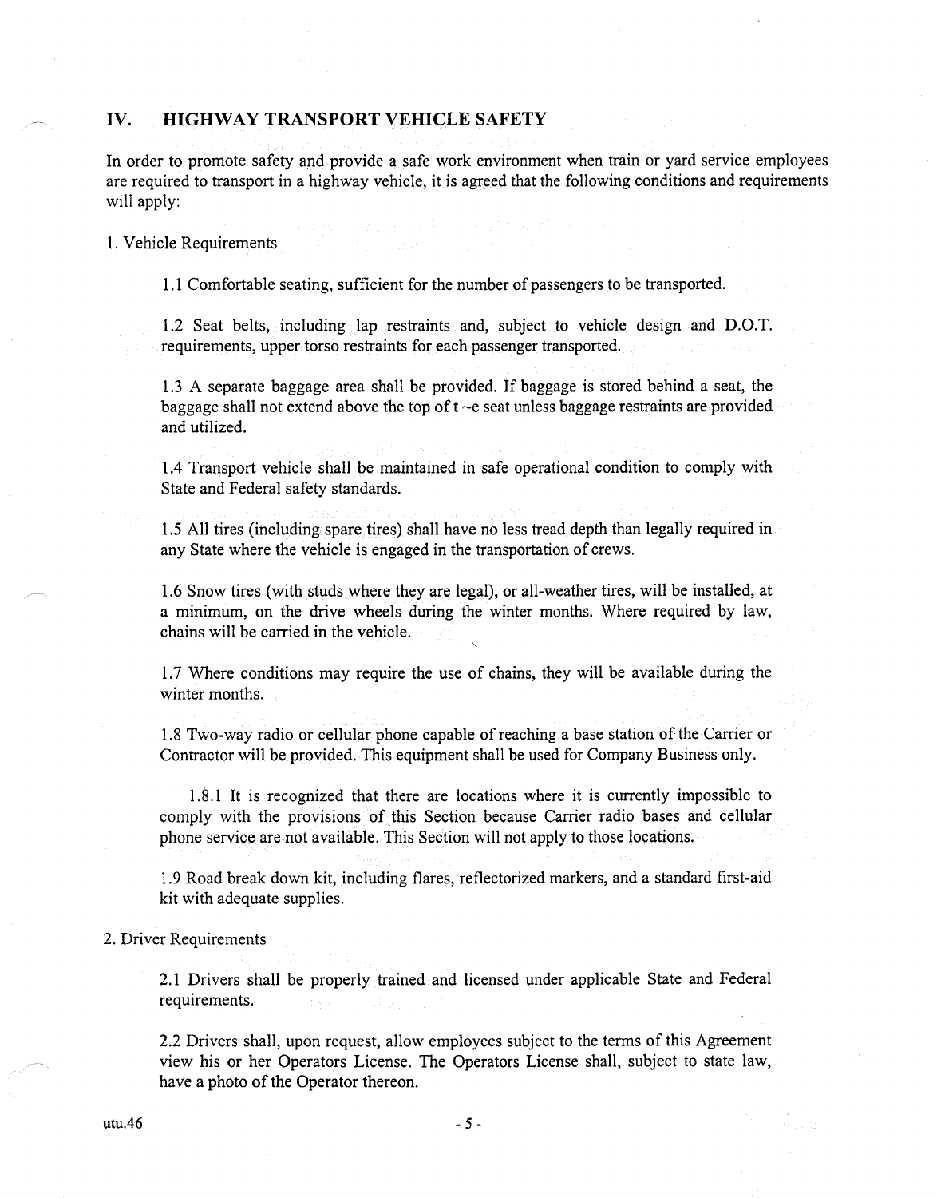## IV. HIGHWAY TRANSPORT VEHICLE SAFETY

In order to promote safety and provide a safe work environment when train or yard service employees are required to transport in a highway vehicle, it is agreed that the following conditions and requirements will apply:

1. Vehicle Requirements

    1.1 Comfortable seating, sufficient for the number of passengers to be transported.

    1.2 Seat belts, including lap restraints and, subject to vehicle design and D.O.T. requirements, upper torso restraints for each passenger transported.

    1.3 A separate baggage area shall be provided. If baggage is stored behind a seat, the baggage shall not extend above the top of t ~e seat unless baggage restraints are provided and utilized.

    1.4 Transport vehicle shall be maintained in safe operational condition to comply with State and Federal safety standards.

    1.5 All tires (including spare tires) shall have no less tread depth than legally required in any State where the vehicle is engaged in the transportation of crews.

    1.6 Snow tires (with studs where they are legal), or all-weather tires, will be installed, at a minimum, on the drive wheels during the winter months. Where required by law, chains will be carried in the vehicle.

    1.7 Where conditions may require the use of chains, they will be available during the winter months.

    1.8 Two-way radio or cellular phone capable of reaching a base station of the Carrier or Contractor will be provided. This equipment shall be used for Company Business only.

        1.8.1 It is recognized that there are locations where it is currently impossible to comply with the provisions of this Section because Carrier radio bases and cellular phone service are not available. This Section will not apply to those locations.

    1.9 Road break down kit, including flares, reflectorized markers, and a standard first-aid kit with adequate supplies.

2. Driver Requirements

    2.1 Drivers shall be properly trained and licensed under applicable State and Federal requirements.

    2.2 Drivers shall, upon request, allow employees subject to the terms of this Agreement view his or her Operators License. The Operators License shall, subject to state law, have a photo of the Operator thereon.

utu.46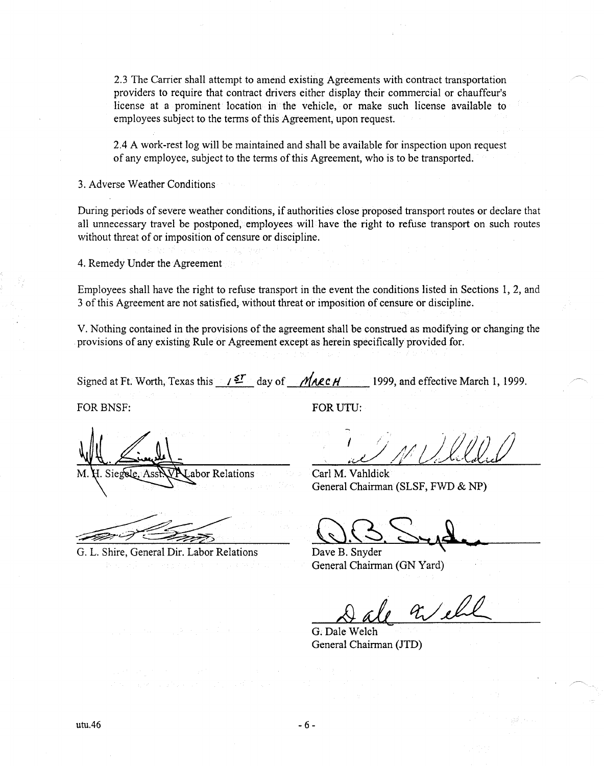2.3 The Carrier shall attempt to amend existing Agreements with contract transportation providers to require that contract drivers either display their commercial or chauffeur's license at a prominent location in the vehicle, or make such license available to employees subject to the terms of this Agreement, upon request.

2.4 A work-rest log will be maintained and shall be available for inspection upon request of any employee, subject to the terms of this Agreement, who is to be transported.

3. Adverse Weather Conditions

During periods of severe weather conditions, if authorities close proposed transport routes or declare that all unnecessary travel be postponed, employees will have the right to refuse transport on such routes without threat of or imposition of censure or discipline.

4. Remedy Under the Agreement

Employees shall have the right to refuse transport in the event the conditions listed in Sections 1, 2, and 3 of this Agreement are not satisfied, without threat or imposition of censure or discipline.

V. Nothing contained in the provisions of the agreement shall be construed as modifying or changing the provisions of any existing Rule or Agreement except as herein specifically provided for.

Signed at Ft. Worth, Texas this 1ST day of MARCH 1999, and effective March 1, 1999.

FOR BNSF:

M. H. Siegele, Asst. VP Labor Relations

G. L. Shire, General Dir. Labor Relations

FOR UTU:

Carl M. Vahldick
General Chairman (SLSF, FWD & NP)

Dave B. Snyder
General Chairman (GN Yard)

G. Dale Welch
General Chairman (JTD)

utu.46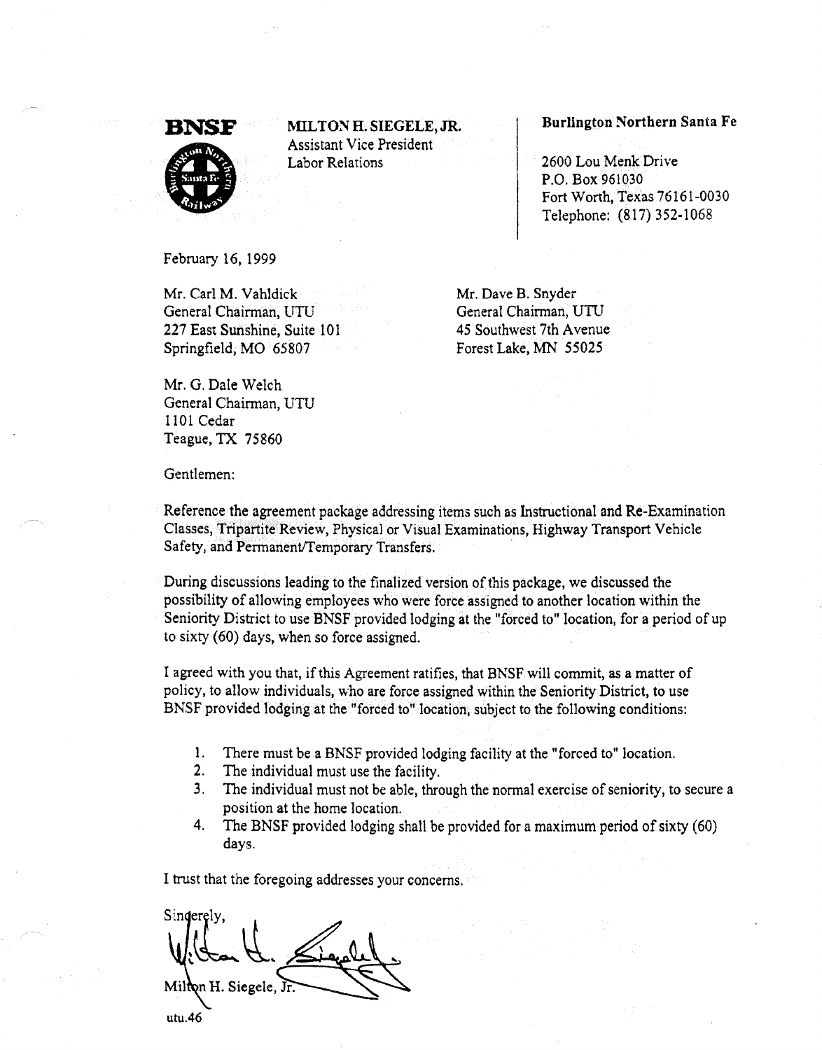**BNSF**

**MILTON H. SIEGELE, JR.**
Assistant Vice President
Labor Relations

**Burlington Northern Santa Fe**

2600 Lou Menk Drive
P.O. Box 961030
Fort Worth, Texas 76161-0030
Telephone: (817) 352-1068

February 16, 1999

Mr. Carl M. Vahldick
General Chairman, UTU
227 East Sunshine, Suite 101
Springfield, MO 65807

Mr. Dave B. Snyder
General Chairman, UTU
45 Southwest 7th Avenue
Forest Lake, MN 55025

Mr. G. Dale Welch
General Chairman, UTU
1101 Cedar
Teague, TX 75860

Gentlemen:

Reference the agreement package addressing items such as Instructional and Re-Examination Classes, Tripartite Review, Physical or Visual Examinations, Highway Transport Vehicle Safety, and Permanent/Temporary Transfers.

During discussions leading to the finalized version of this package, we discussed the possibility of allowing employees who were force assigned to another location within the Seniority District to use BNSF provided lodging at the "forced to" location, for a period of up to sixty (60) days, when so force assigned.

I agreed with you that, if this Agreement ratifies, that BNSF will commit, as a matter of policy, to allow individuals, who are force assigned within the Seniority District, to use BNSF provided lodging at the "forced to" location, subject to the following conditions:

1. There must be a BNSF provided lodging facility at the "forced to" location.
2. The individual must use the facility.
3. The individual must not be able, through the normal exercise of seniority, to secure a position at the home location.
4. The BNSF provided lodging shall be provided for a maximum period of sixty (60) days.

I trust that the foregoing addresses your concerns.

Sincerely,

Milton H. Siegele, Jr.

utu.46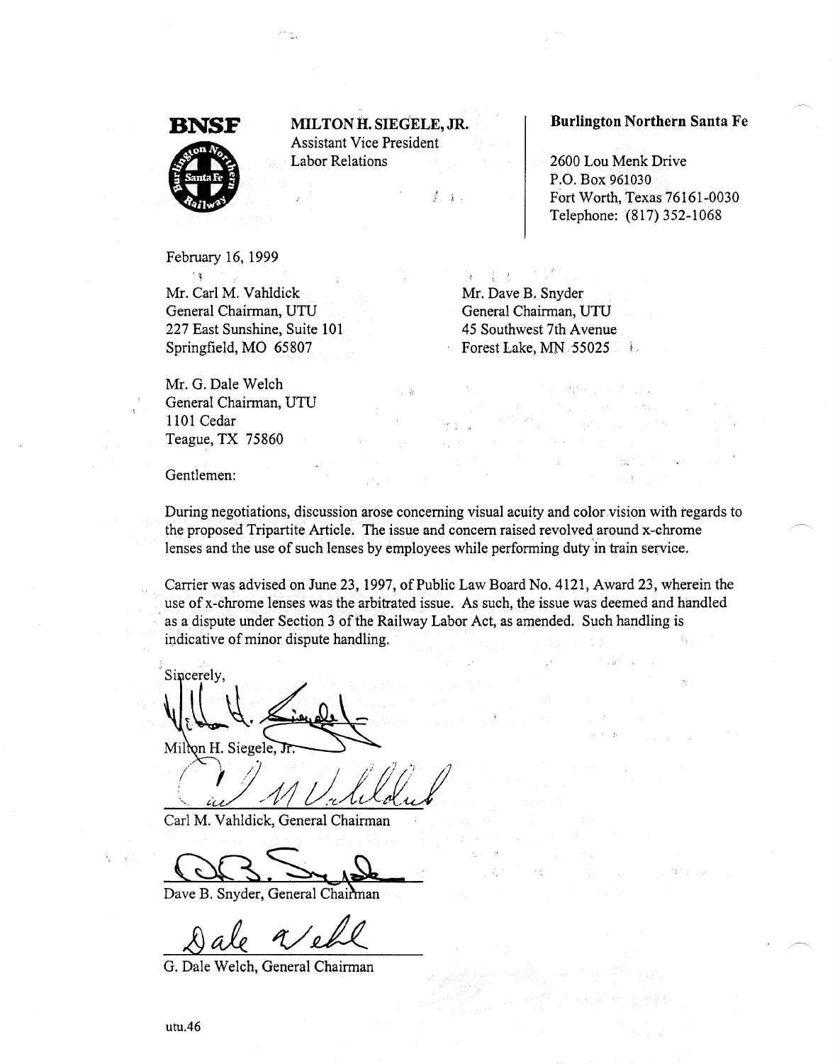**BNSF**

**MILTON H. SIEGELE, JR.**
Assistant Vice President
Labor Relations

**Burlington Northern Santa Fe**

2600 Lou Menk Drive
P.O. Box 961030
Fort Worth, Texas 76161-0030
Telephone: (817) 352-1068

February 16, 1999

Mr. Carl M. Vahldick
General Chairman, UTU
227 East Sunshine, Suite 101
Springfield, MO 65807

Mr. Dave B. Snyder
General Chairman, UTU
45 Southwest 7th Avenue
Forest Lake, MN 55025

Mr. G. Dale Welch
General Chairman, UTU
1101 Cedar
Teague, TX 75860

Gentlemen:

During negotiations, discussion arose concerning visual acuity and color vision with regards to the proposed Tripartite Article. The issue and concern raised revolved around x-chrome lenses and the use of such lenses by employees while performing duty in train service.

Carrier was advised on June 23, 1997, of Public Law Board No. 4121, Award 23, wherein the use of x-chrome lenses was the arbitrated issue. As such, the issue was deemed and handled as a dispute under Section 3 of the Railway Labor Act, as amended. Such handling is indicative of minor dispute handling.

Sincerely,

Milton H. Siegele, Jr.

Carl M. Vahldick, General Chairman

Dave B. Snyder, General Chairman

G. Dale Welch, General Chairman

utu.46